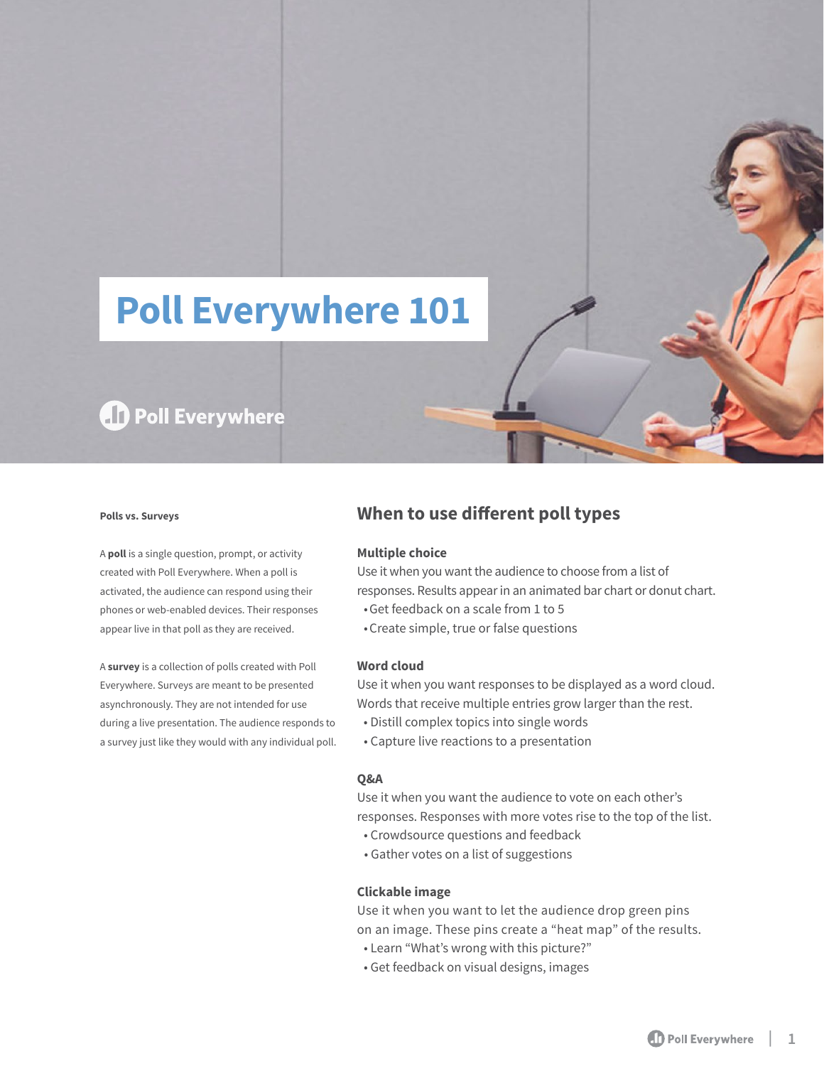# Poll Everywhere 101

Poll Everywhere

**Polls vs. Surveys**

A **poll** is a single question, prompt, or activity created with Poll Everywhere. When a poll is activated, the audience can respond using their phones or web-enabled devices. Their responses appear live in that poll as they are received.

A **survey** is a collection of polls created with Poll Everywhere. Surveys are meant to be presented asynchronously. They are not intended for use during a live presentation. The audience responds to a survey just like they would with any individual poll.

## When to use different poll types

**Multiple choice**

Use it when you want the audience to choose from a list of responses. Results appear in an animated bar chart or donut chart.

- Get feedback on a scale from 1 to 5
- Create simple, true or false questions

**Word cloud**

Use it when you want responses to be displayed as a word cloud. Words that receive multiple entries grow larger than the rest.

- Distill complex topics into single words
- Capture live reactions to a presentation

**Q&A**

Use it when you want the audience to vote on each other's responses. Responses with more votes rise to the top of the list.

- Crowdsource questions and feedback
- Gather votes on a list of suggestions

**Clickable image**

Use it when you want to let the audience drop green pins on an image. These pins create a "heat map" of the results.

- Learn "What's wrong with this picture?"
- Get feedback on visual designs, images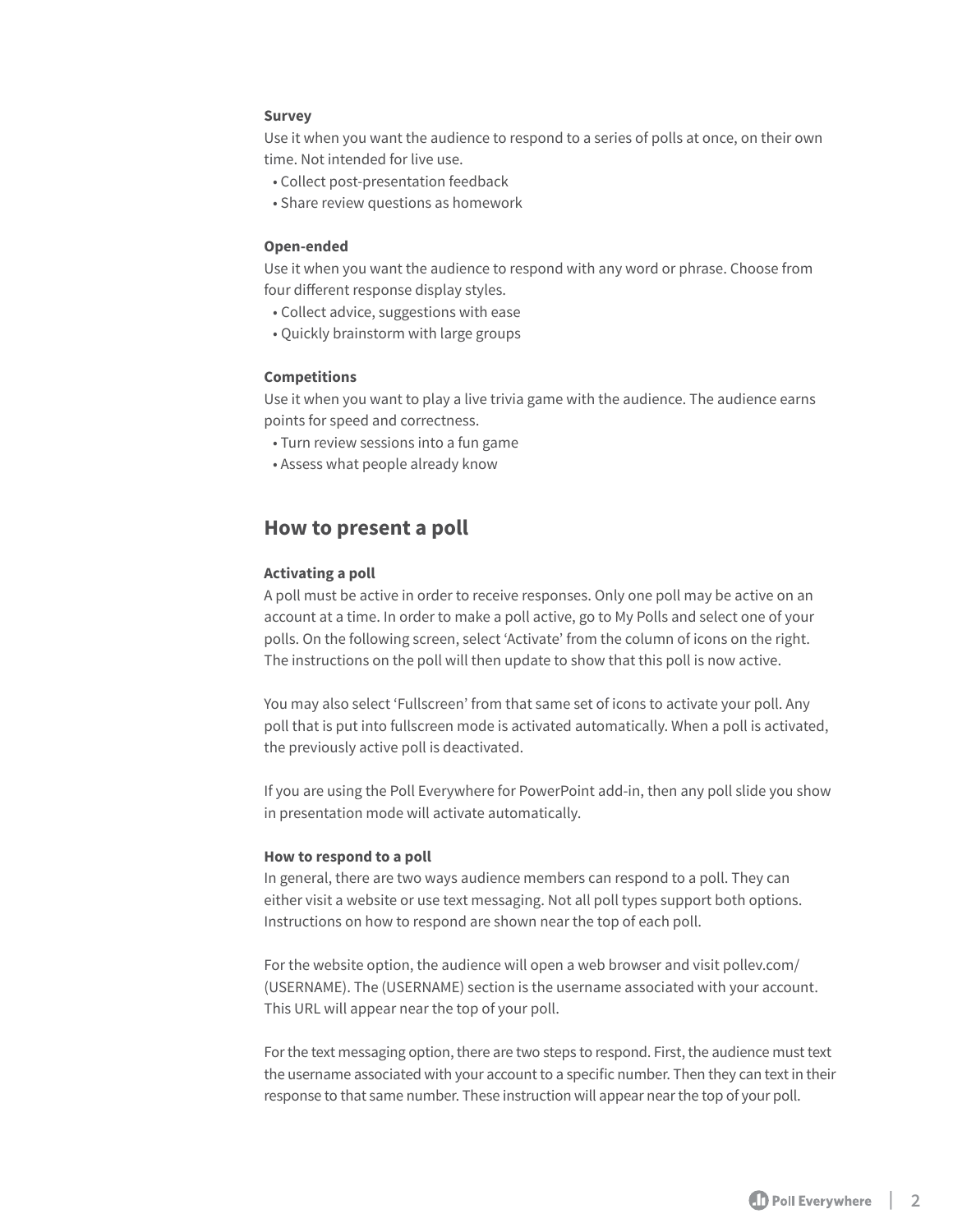**Survey**

Use it when you want the audience to respond to a series of polls at once, on their own time. Not intended for live use.

- Collect post-presentation feedback
- Share review questions as homework

**Open-ended**

Use it when you want the audience to respond with any word or phrase. Choose from four different response display styles.

- Collect advice, suggestions with ease
- Quickly brainstorm with large groups

**Competitions**

Use it when you want to play a live trivia game with the audience. The audience earns points for speed and correctness.

- Turn review sessions into a fun game
- Assess what people already know

## How to present a poll

**Activating a poll**

A poll must be active in order to receive responses. Only one poll may be active on an account at a time. In order to make a poll active, go to My Polls and select one of your polls. On the following screen, select 'Activate' from the column of icons on the right. The instructions on the poll will then update to show that this poll is now active.

You may also select 'Fullscreen' from that same set of icons to activate your poll. Any poll that is put into fullscreen mode is activated automatically. When a poll is activated, the previously active poll is deactivated.

If you are using the Poll Everywhere for PowerPoint add-in, then any poll slide you show in presentation mode will activate automatically.

**How to respond to a poll**

In general, there are two ways audience members can respond to a poll. They can either visit a website or use text messaging. Not all poll types support both options. Instructions on how to respond are shown near the top of each poll.

For the website option, the audience will open a web browser and visit pollev.com/(USERNAME). The (USERNAME) section is the username associated with your account. This URL will appear near the top of your poll.

For the text messaging option, there are two steps to respond. First, the audience must text the username associated with your account to a specific number. Then they can text in their response to that same number. These instruction will appear near the top of your poll.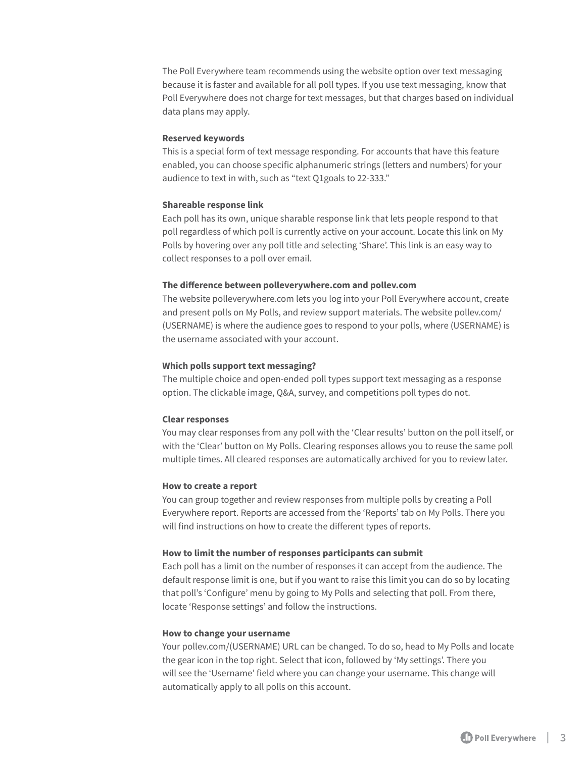The Poll Everywhere team recommends using the website option over text messaging because it is faster and available for all poll types. If you use text messaging, know that Poll Everywhere does not charge for text messages, but that charges based on individual data plans may apply.

**Reserved keywords**

This is a special form of text message responding. For accounts that have this feature enabled, you can choose specific alphanumeric strings (letters and numbers) for your audience to text in with, such as "text Q1goals to 22-333."

**Shareable response link**

Each poll has its own, unique sharable response link that lets people respond to that poll regardless of which poll is currently active on your account. Locate this link on My Polls by hovering over any poll title and selecting 'Share'. This link is an easy way to collect responses to a poll over email.

**The difference between polleverywhere.com and pollev.com**

The website polleverywhere.com lets you log into your Poll Everywhere account, create and present polls on My Polls, and review support materials. The website pollev.com/(USERNAME) is where the audience goes to respond to your polls, where (USERNAME) is the username associated with your account.

**Which polls support text messaging?**

The multiple choice and open-ended poll types support text messaging as a response option. The clickable image, Q&A, survey, and competitions poll types do not.

**Clear responses**

You may clear responses from any poll with the 'Clear results' button on the poll itself, or with the 'Clear' button on My Polls. Clearing responses allows you to reuse the same poll multiple times. All cleared responses are automatically archived for you to review later.

**How to create a report**

You can group together and review responses from multiple polls by creating a Poll Everywhere report. Reports are accessed from the 'Reports' tab on My Polls. There you will find instructions on how to create the different types of reports.

**How to limit the number of responses participants can submit**

Each poll has a limit on the number of responses it can accept from the audience. The default response limit is one, but if you want to raise this limit you can do so by locating that poll's 'Configure' menu by going to My Polls and selecting that poll. From there, locate 'Response settings' and follow the instructions.

**How to change your username**

Your pollev.com/(USERNAME) URL can be changed. To do so, head to My Polls and locate the gear icon in the top right. Select that icon, followed by 'My settings'. There you will see the 'Username' field where you can change your username. This change will automatically apply to all polls on this account.